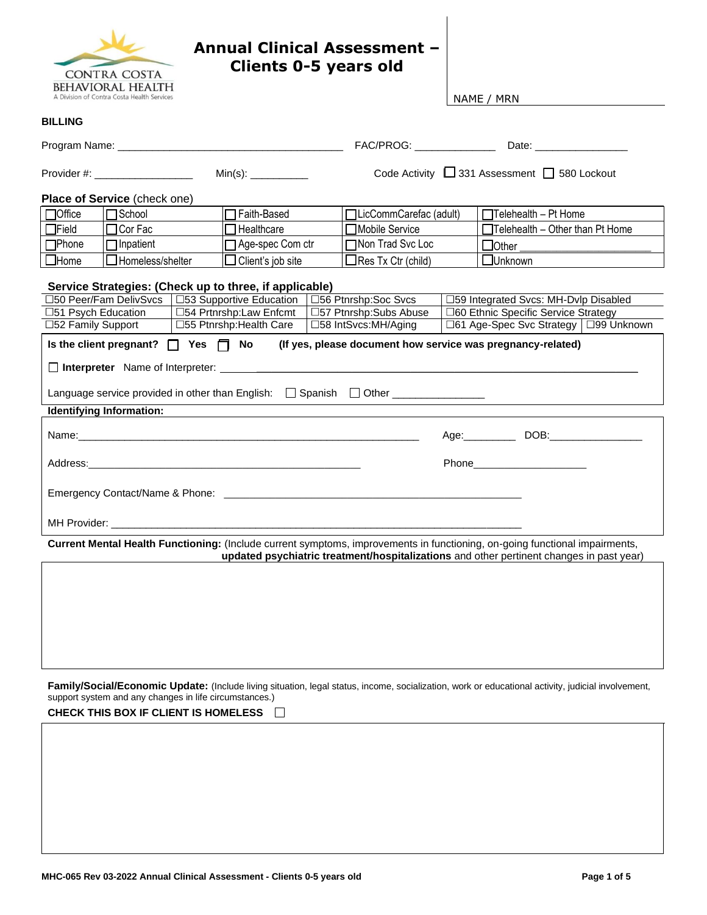CONTRA COSTA BEHAVIORAL HEALTH
A Division of Contra Costa Health Services

# Annual Clinical Assessment – Clients 0-5 years old

NAME / MRN

**BILLING**

Program Name: ______________________________________ FAC/PROG: _____________ Date: _______________

Provider #: ________________ Min(s): __________ Code Activity ☐ 331 Assessment ☐ 580 Lockout

**Place of Service** (check one)

| | | | | |
|---|---|---|---|---|
| ☐Office | ☐School | ☐Faith-Based | ☐LicCommCarefac (adult) | ☐Telehealth – Pt Home |
| ☐Field | ☐Cor Fac | ☐Healthcare | ☐Mobile Service | ☐Telehealth – Other than Pt Home |
| ☐Phone | ☐Inpatient | ☐Age-spec Com ctr | ☐Non Trad Svc Loc | ☐Other ______________________ |
| ☐Home | ☐Homeless/shelter | ☐Client's job site | ☐Res Tx Ctr (child) | ☐Unknown |

**Service Strategies: (Check up to three, if applicable)**

| | | | |
|---|---|---|---|
| ☐50 Peer/Fam DelivSvcs | ☐53 Supportive Education | ☐56 Ptnrshp:Soc Svcs | ☐59 Integrated Svcs: MH-Dvlp Disabled |
| ☐51 Psych Education | ☐54 Prtnrshp:Law Enfcmt | ☐57 Ptnrshp:Subs Abuse | ☐60 Ethnic Specific Service Strategy |
| ☐52 Family Support | ☐55 Ptnrshp:Health Care | ☐58 IntSvcs:MH/Aging | ☐61 Age-Spec Svc Strategy ☐99 Unknown |

**Is the client pregnant?** ☐ **Yes** ☐ **No** **(If yes, please document how service was pregnancy-related)**

☐ **Interpreter** Name of Interpreter: ____________________________________________________________

Language service provided in other than English: ☐ Spanish ☐ Other _______________

**Identifying Information:**

Name:___________________________________________________________ Age:_________ DOB:________________

Address:________________________________________________ Phone____________________

Emergency Contact/Name & Phone: ________________________________________________

MH Provider: _______________________________________________________________________

**Current Mental Health Functioning:** (Include current symptoms, improvements in functioning, on-going functional impairments, **updated psychiatric treatment/hospitalizations** and other pertinent changes in past year)

**Family/Social/Economic Update:** (Include living situation, legal status, income, socialization, work or educational activity, judicial involvement, support system and any changes in life circumstances.)

**CHECK THIS BOX IF CLIENT IS HOMELESS** ☐

MHC-065 Rev 03-2022 Annual Clinical Assessment - Clients 0-5 years old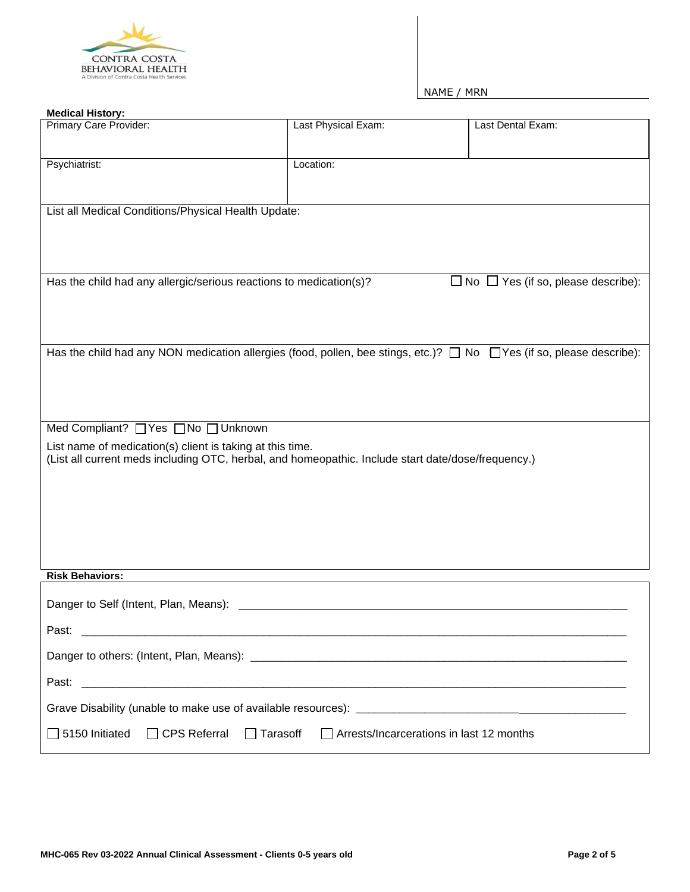CONTRA COSTA BEHAVIORAL HEALTH
A Division of Contra Costa Health Services

NAME / MRN

**Medical History:**

| Primary Care Provider: | Last Physical Exam: | Last Dental Exam: |
|---|---|---|
| Psychiatrist: | Location: | |

List all Medical Conditions/Physical Health Update:

Has the child had any allergic/serious reactions to medication(s)? ☐ No ☐ Yes (if so, please describe):

Has the child had any NON medication allergies (food, pollen, bee stings, etc.)? ☐ No ☐ Yes (if so, please describe):

Med Compliant? ☐ Yes ☐ No ☐ Unknown

List name of medication(s) client is taking at this time.
(List all current meds including OTC, herbal, and homeopathic. Include start date/dose/frequency.)

**Risk Behaviors:**

Danger to Self (Intent, Plan, Means): ______________________________________________

Past: ______________________________________________

Danger to others: (Intent, Plan, Means): ______________________________________________

Past: ______________________________________________

Grave Disability (unable to make use of available resources): ______________________________________________

☐ 5150 Initiated ☐ CPS Referral ☐ Tarasoff ☐ Arrests/Incarcerations in last 12 months

MHC-065 Rev 03-2022 Annual Clinical Assessment - Clients 0-5 years old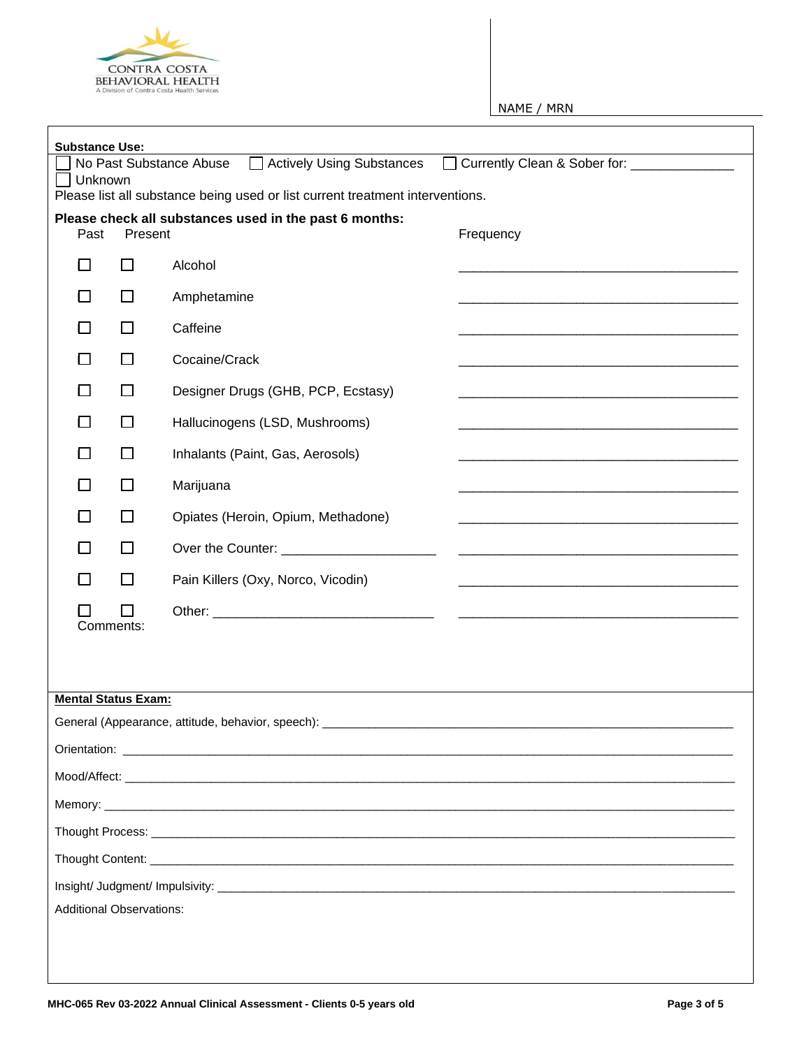CONTRA COSTA
BEHAVIORAL HEALTH
A Division of Contra Costa Health Services

NAME / MRN

**Substance Use:**

☐ No Past Substance Abuse ☐ Actively Using Substances ☐ Currently Clean & Sober for: ______________
☐ Unknown

Please list all substance being used or list current treatment interventions.

**Please check all substances used in the past 6 months:**

| Past | Present | Substance | Frequency |
|---|---|---|---|
| ☐ | ☐ | Alcohol | ______________________________ |
| ☐ | ☐ | Amphetamine | ______________________________ |
| ☐ | ☐ | Caffeine | ______________________________ |
| ☐ | ☐ | Cocaine/Crack | ______________________________ |
| ☐ | ☐ | Designer Drugs (GHB, PCP, Ecstasy) | ______________________________ |
| ☐ | ☐ | Hallucinogens (LSD, Mushrooms) | ______________________________ |
| ☐ | ☐ | Inhalants (Paint, Gas, Aerosols) | ______________________________ |
| ☐ | ☐ | Marijuana | ______________________________ |
| ☐ | ☐ | Opiates (Heroin, Opium, Methadone) | ______________________________ |
| ☐ | ☐ | Over the Counter: ____________________ | ______________________________ |
| ☐ | ☐ | Pain Killers (Oxy, Norco, Vicodin) | ______________________________ |
| ☐ | ☐ | Other: ____________________________ | ______________________________ |

Comments:

**Mental Status Exam:**

General (Appearance, attitude, behavior, speech): ______________________________________________

Orientation: ______________________________________________

Mood/Affect: ______________________________________________

Memory: ______________________________________________

Thought Process: ______________________________________________

Thought Content: ______________________________________________

Insight/ Judgment/ Impulsivity: ______________________________________________

Additional Observations:

MHC-065 Rev 03-2022 Annual Clinical Assessment - Clients 0-5 years old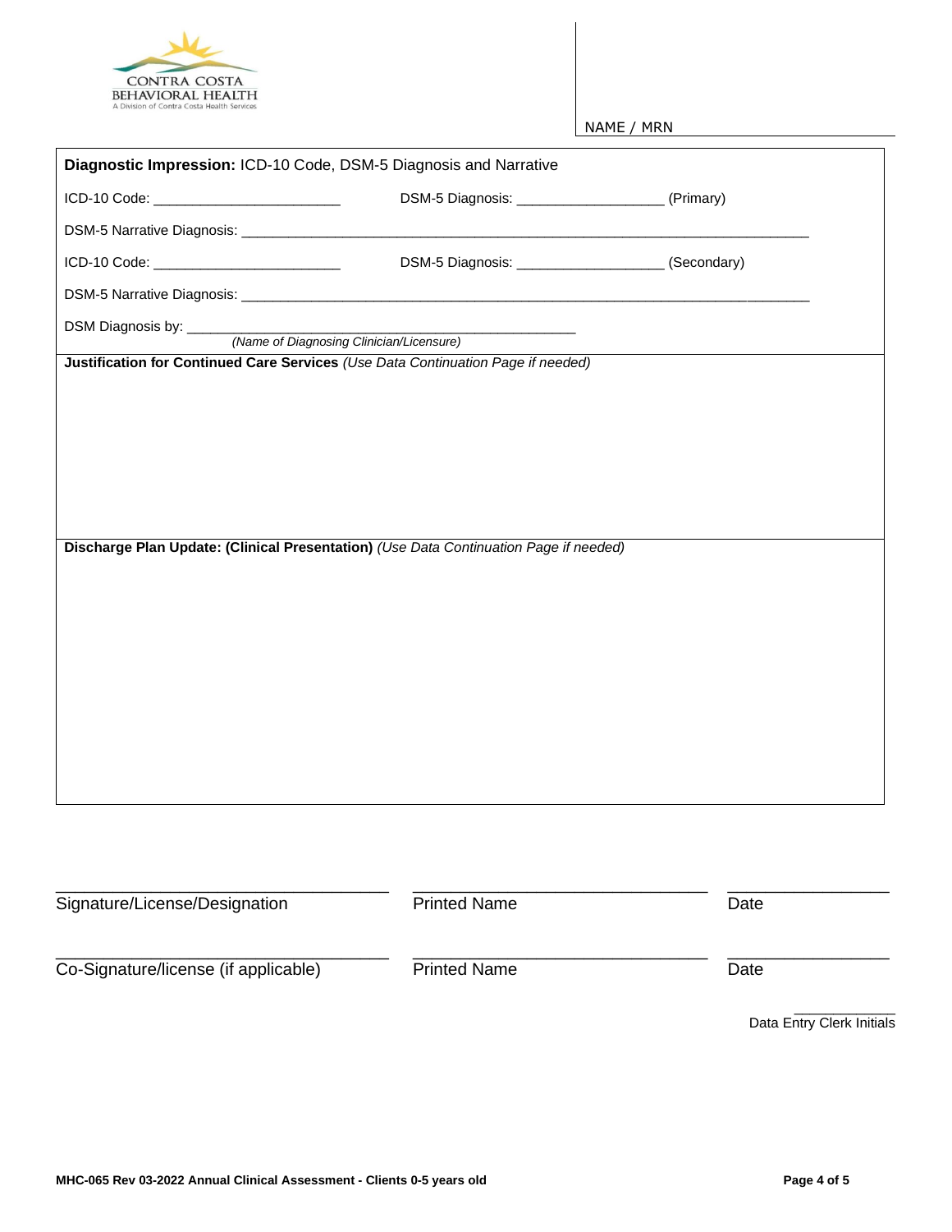CONTRA COSTA
BEHAVIORAL HEALTH
A Division of Contra Costa Health Services

NAME / MRN

**Diagnostic Impression:** ICD-10 Code, DSM-5 Diagnosis and Narrative

ICD-10 Code: ________________________ DSM-5 Diagnosis: ___________________ (Primary)

DSM-5 Narrative Diagnosis: ________________________________________________________________________

ICD-10 Code: ________________________ DSM-5 Diagnosis: ___________________ (Secondary)

DSM-5 Narrative Diagnosis: ________________________________________________________________________

DSM Diagnosis by: __________________________________________________
*(Name of Diagnosing Clinician/Licensure)*

**Justification for Continued Care Services** *(Use Data Continuation Page if needed)*

**Discharge Plan Update: (Clinical Presentation)** *(Use Data Continuation Page if needed)*

| ______________________________ | ______________________________ | ______________ |
|---|---|---|
| Signature/License/Designation | Printed Name | Date |
| ______________________________ | ______________________________ | ______________ |
| Co-Signature/license (if applicable) | Printed Name | Date |

____________
Data Entry Clerk Initials

MHC-065 Rev 03-2022 Annual Clinical Assessment - Clients 0-5 years old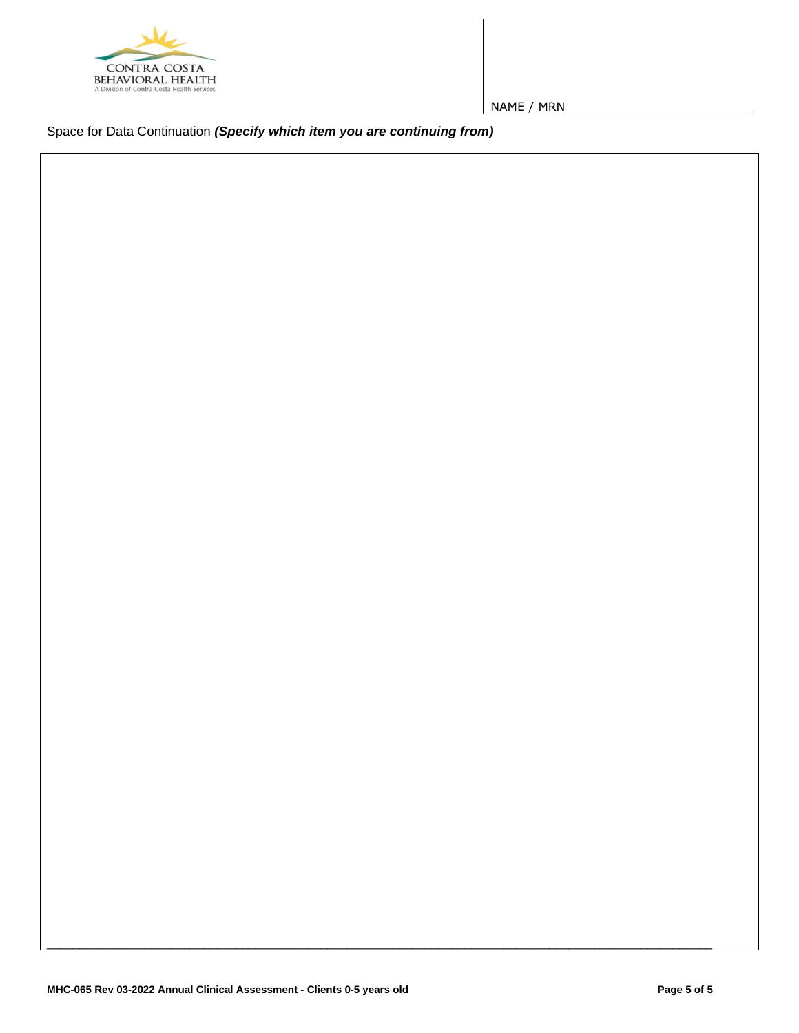CONTRA COSTA BEHAVIORAL HEALTH
A Division of Contra Costa Health Services

NAME / MRN

Space for Data Continuation ***(Specify which item you are continuing from)***